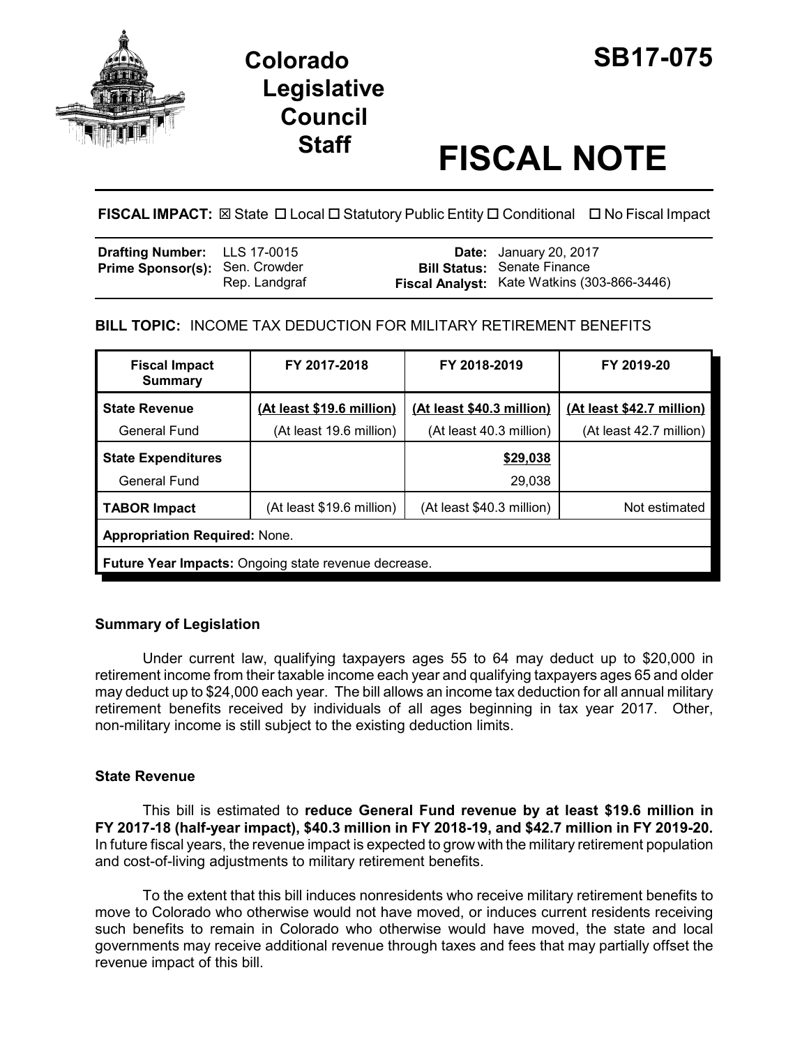# Colorado Legislative Council Staff

# SB17-075

# FISCAL NOTE

**FISCAL IMPACT:** ☒ State ☐ Local ☐ Statutory Public Entity ☐ Conditional ☐ No Fiscal Impact

| | | | |
|---|---|---|---|
| **Drafting Number:** | LLS 17-0015 | **Date:** | January 20, 2017 |
| **Prime Sponsor(s):** | Sen. Crowder<br>Rep. Landgraf | **Bill Status:** | Senate Finance |
| | | **Fiscal Analyst:** | Kate Watkins (303-866-3446) |

**BILL TOPIC:** INCOME TAX DEDUCTION FOR MILITARY RETIREMENT BENEFITS

| Fiscal Impact Summary | FY 2017-2018 | FY 2018-2019 | FY 2019-20 |
|---|---|---|---|
| **State Revenue** | **(At least $19.6 million)** | **(At least $40.3 million)** | **(At least $42.7 million)** |
| General Fund | (At least 19.6 million) | (At least 40.3 million) | (At least 42.7 million) |
| **State Expenditures** | | **$29,038** | |
| General Fund | | 29,038 | |
| **TABOR Impact** | (At least $19.6 million) | (At least $40.3 million) | Not estimated |
| **Appropriation Required:** None. | | | |
| **Future Year Impacts:** Ongoing state revenue decrease. | | | |

### Summary of Legislation

Under current law, qualifying taxpayers ages 55 to 64 may deduct up to $20,000 in retirement income from their taxable income each year and qualifying taxpayers ages 65 and older may deduct up to $24,000 each year. The bill allows an income tax deduction for all annual military retirement benefits received by individuals of all ages beginning in tax year 2017. Other, non-military income is still subject to the existing deduction limits.

### State Revenue

This bill is estimated to **reduce General Fund revenue by at least $19.6 million in FY 2017-18 (half-year impact), $40.3 million in FY 2018-19, and $42.7 million in FY 2019-20.** In future fiscal years, the revenue impact is expected to grow with the military retirement population and cost-of-living adjustments to military retirement benefits.

To the extent that this bill induces nonresidents who receive military retirement benefits to move to Colorado who otherwise would not have moved, or induces current residents receiving such benefits to remain in Colorado who otherwise would have moved, the state and local governments may receive additional revenue through taxes and fees that may partially offset the revenue impact of this bill.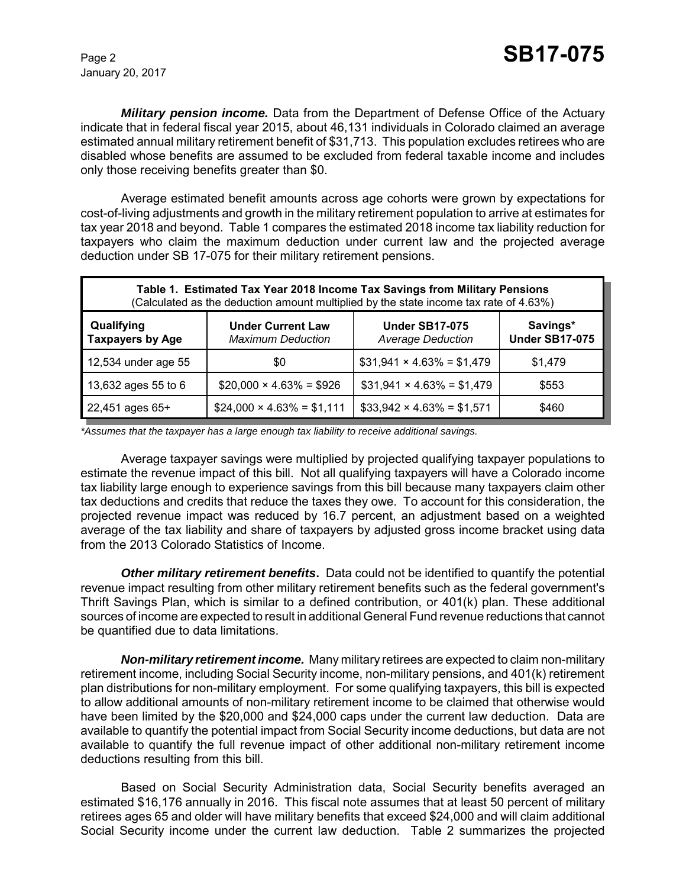***Military pension income.*** Data from the Department of Defense Office of the Actuary indicate that in federal fiscal year 2015, about 46,131 individuals in Colorado claimed an average estimated annual military retirement benefit of $31,713. This population excludes retirees who are disabled whose benefits are assumed to be excluded from federal taxable income and includes only those receiving benefits greater than $0.

Average estimated benefit amounts across age cohorts were grown by expectations for cost-of-living adjustments and growth in the military retirement population to arrive at estimates for tax year 2018 and beyond. Table 1 compares the estimated 2018 income tax liability reduction for taxpayers who claim the maximum deduction under current law and the projected average deduction under SB 17-075 for their military retirement pensions.

**Table 1. Estimated Tax Year 2018 Income Tax Savings from Military Pensions**
(Calculated as the deduction amount multiplied by the state income tax rate of 4.63%)

| Qualifying Taxpayers by Age | Under Current Law *Maximum Deduction* | Under SB17-075 *Average Deduction* | Savings* Under SB17-075 |
|---|---|---|---|
| 12,534 under age 55 | $0 | $31,941 × 4.63% = $1,479 | $1,479 |
| 13,632 ages 55 to 6 | $20,000 × 4.63% = $926 | $31,941 × 4.63% = $1,479 | $553 |
| 22,451 ages 65+ | $24,000 × 4.63% = $1,111 | $33,942 × 4.63% = $1,571 | $460 |

**Assumes that the taxpayer has a large enough tax liability to receive additional savings.*

Average taxpayer savings were multiplied by projected qualifying taxpayer populations to estimate the revenue impact of this bill. Not all qualifying taxpayers will have a Colorado income tax liability large enough to experience savings from this bill because many taxpayers claim other tax deductions and credits that reduce the taxes they owe. To account for this consideration, the projected revenue impact was reduced by 16.7 percent, an adjustment based on a weighted average of the tax liability and share of taxpayers by adjusted gross income bracket using data from the 2013 Colorado Statistics of Income.

***Other military retirement benefits*.** Data could not be identified to quantify the potential revenue impact resulting from other military retirement benefits such as the federal government's Thrift Savings Plan, which is similar to a defined contribution, or 401(k) plan. These additional sources of income are expected to result in additional General Fund revenue reductions that cannot be quantified due to data limitations.

***Non-military retirement income.*** Many military retirees are expected to claim non-military retirement income, including Social Security income, non-military pensions, and 401(k) retirement plan distributions for non-military employment. For some qualifying taxpayers, this bill is expected to allow additional amounts of non-military retirement income to be claimed that otherwise would have been limited by the $20,000 and $24,000 caps under the current law deduction. Data are available to quantify the potential impact from Social Security income deductions, but data are not available to quantify the full revenue impact of other additional non-military retirement income deductions resulting from this bill.

Based on Social Security Administration data, Social Security benefits averaged an estimated $16,176 annually in 2016. This fiscal note assumes that at least 50 percent of military retirees ages 65 and older will have military benefits that exceed $24,000 and will claim additional Social Security income under the current law deduction. Table 2 summarizes the projected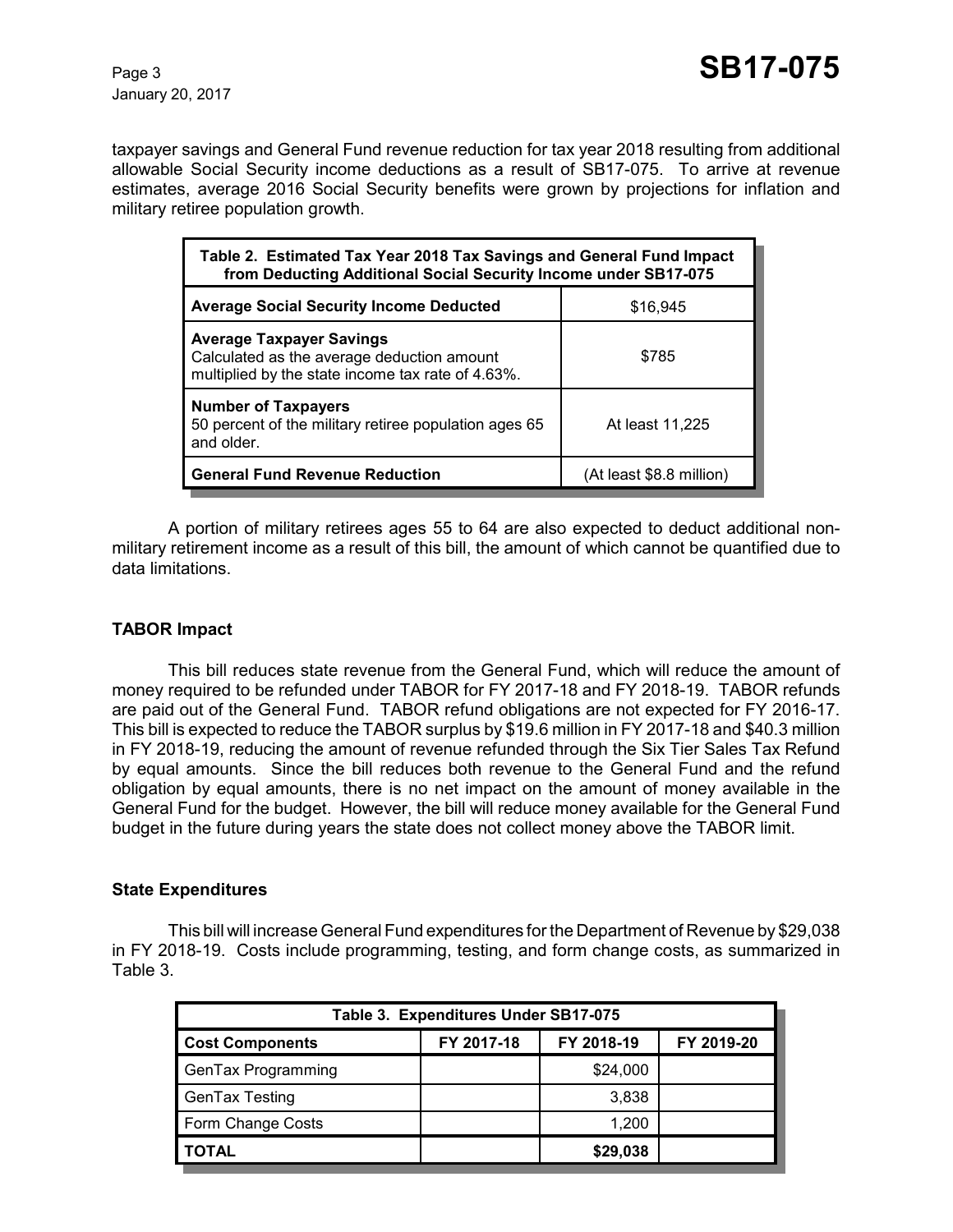taxpayer savings and General Fund revenue reduction for tax year 2018 resulting from additional allowable Social Security income deductions as a result of SB17-075. To arrive at revenue estimates, average 2016 Social Security benefits were grown by projections for inflation and military retiree population growth.

| Table 2. Estimated Tax Year 2018 Tax Savings and General Fund Impact from Deducting Additional Social Security Income under SB17-075 | |
|---|---|
| **Average Social Security Income Deducted** | $16,945 |
| **Average Taxpayer Savings** Calculated as the average deduction amount multiplied by the state income tax rate of 4.63%. | $785 |
| **Number of Taxpayers** 50 percent of the military retiree population ages 65 and older. | At least 11,225 |
| **General Fund Revenue Reduction** | (At least $8.8 million) |

A portion of military retirees ages 55 to 64 are also expected to deduct additional non-military retirement income as a result of this bill, the amount of which cannot be quantified due to data limitations.

### TABOR Impact

This bill reduces state revenue from the General Fund, which will reduce the amount of money required to be refunded under TABOR for FY 2017-18 and FY 2018-19. TABOR refunds are paid out of the General Fund. TABOR refund obligations are not expected for FY 2016-17. This bill is expected to reduce the TABOR surplus by $19.6 million in FY 2017-18 and $40.3 million in FY 2018-19, reducing the amount of revenue refunded through the Six Tier Sales Tax Refund by equal amounts. Since the bill reduces both revenue to the General Fund and the refund obligation by equal amounts, there is no net impact on the amount of money available in the General Fund for the budget. However, the bill will reduce money available for the General Fund budget in the future during years the state does not collect money above the TABOR limit.

### State Expenditures

This bill will increase General Fund expenditures for the Department of Revenue by $29,038 in FY 2018-19. Costs include programming, testing, and form change costs, as summarized in Table 3.

| Table 3. Expenditures Under SB17-075 | | | |
|---|---|---|---|
| **Cost Components** | **FY 2017-18** | **FY 2018-19** | **FY 2019-20** |
| GenTax Programming | | $24,000 | |
| GenTax Testing | | 3,838 | |
| Form Change Costs | | 1,200 | |
| **TOTAL** | | **$29,038** | |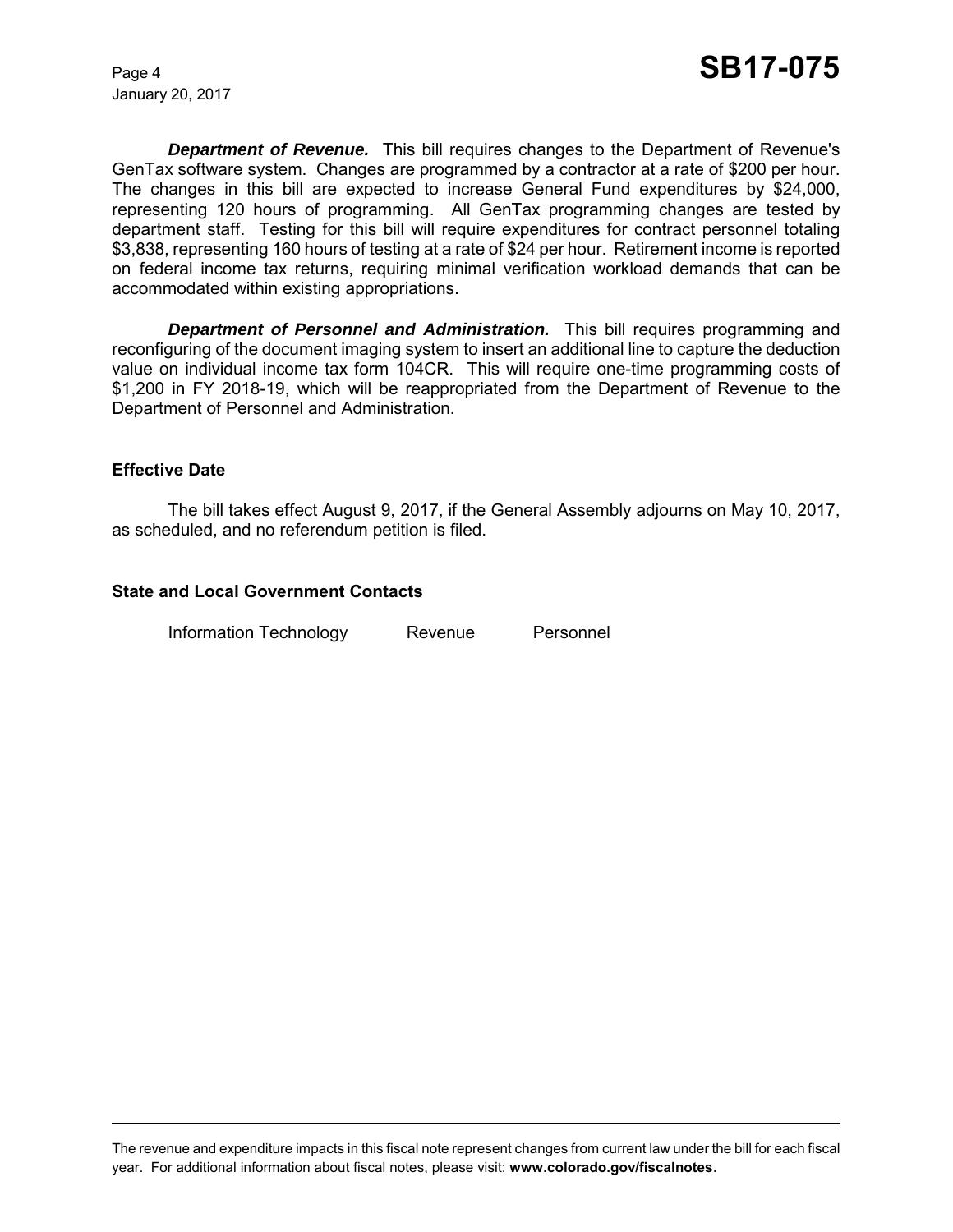***Department of Revenue.*** This bill requires changes to the Department of Revenue's GenTax software system. Changes are programmed by a contractor at a rate of $200 per hour. The changes in this bill are expected to increase General Fund expenditures by $24,000, representing 120 hours of programming. All GenTax programming changes are tested by department staff. Testing for this bill will require expenditures for contract personnel totaling $3,838, representing 160 hours of testing at a rate of $24 per hour. Retirement income is reported on federal income tax returns, requiring minimal verification workload demands that can be accommodated within existing appropriations.

***Department of Personnel and Administration.*** This bill requires programming and reconfiguring of the document imaging system to insert an additional line to capture the deduction value on individual income tax form 104CR. This will require one-time programming costs of $1,200 in FY 2018-19, which will be reappropriated from the Department of Revenue to the Department of Personnel and Administration.

**Effective Date**

The bill takes effect August 9, 2017, if the General Assembly adjourns on May 10, 2017, as scheduled, and no referendum petition is filed.

**State and Local Government Contacts**

Information Technology　　Revenue　　Personnel

The revenue and expenditure impacts in this fiscal note represent changes from current law under the bill for each fiscal year. For additional information about fiscal notes, please visit: **www.colorado.gov/fiscalnotes.**